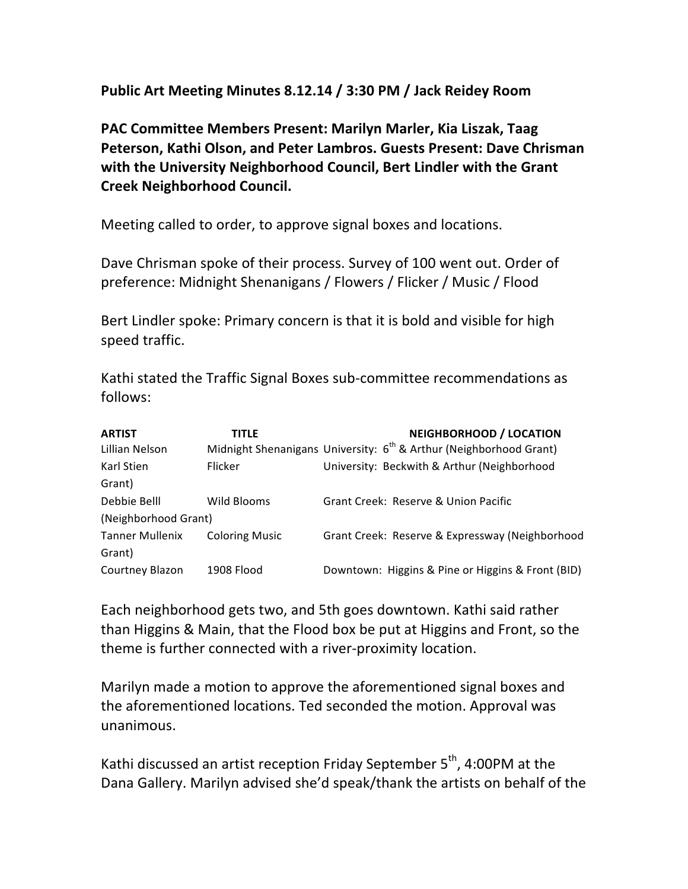**Public Art Meeting Minutes 8.12.14 / 3:30 PM / Jack Reidey Room**

**PAC Committee Members Present: Marilyn Marler, Kia Liszak, Taag Peterson, Kathi Olson, and Peter Lambros. Guests Present: Dave Chrisman with the University Neighborhood Council, Bert Lindler with the Grant Creek Neighborhood Council.**

Meeting called to order, to approve signal boxes and locations.

Dave Chrisman spoke of their process. Survey of 100 went out. Order of preference: Midnight Shenanigans / Flowers / Flicker / Music / Flood

Bert Lindler spoke: Primary concern is that it is bold and visible for high speed traffic.

Kathi stated the Traffic Signal Boxes sub-committee recommendations as follows:

| ARTIST | TITLE | NEIGHBORHOOD / LOCATION |
|---|---|---|
| Lillian Nelson | Midnight Shenanigans | University: 6th & Arthur (Neighborhood Grant) |
| Karl Stien | Flicker | University: Beckwith & Arthur (Neighborhood Grant) |
| Debbie Belll | Wild Blooms | Grant Creek: Reserve & Union Pacific (Neighborhood Grant) |
| Tanner Mullenix | Coloring Music | Grant Creek: Reserve & Expressway (Neighborhood Grant) |
| Courtney Blazon | 1908 Flood | Downtown: Higgins & Pine or Higgins & Front (BID) |

Each neighborhood gets two, and 5th goes downtown. Kathi said rather than Higgins & Main, that the Flood box be put at Higgins and Front, so the theme is further connected with a river-proximity location.

Marilyn made a motion to approve the aforementioned signal boxes and the aforementioned locations. Ted seconded the motion. Approval was unanimous.

Kathi discussed an artist reception Friday September 5th, 4:00PM at the Dana Gallery. Marilyn advised she'd speak/thank the artists on behalf of the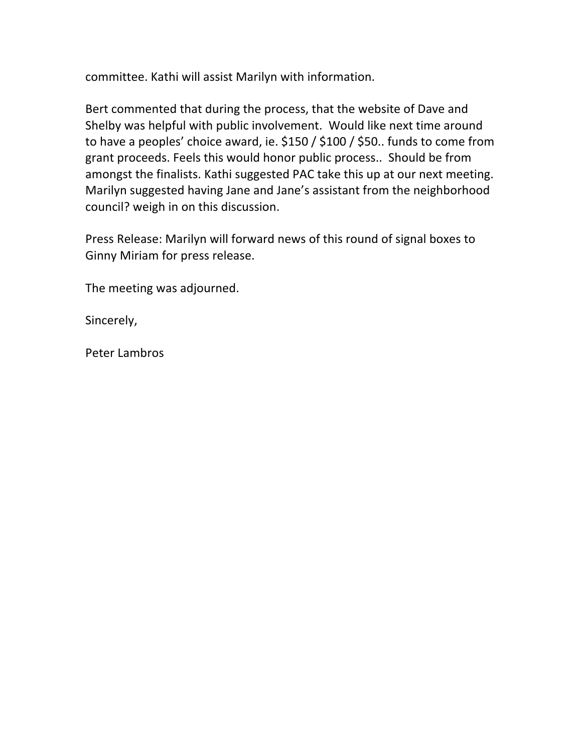committee. Kathi will assist Marilyn with information.

Bert commented that during the process, that the website of Dave and Shelby was helpful with public involvement.  Would like next time around to have a peoples' choice award, ie. $150 / $100 / $50.. funds to come from grant proceeds. Feels this would honor public process..  Should be from amongst the finalists. Kathi suggested PAC take this up at our next meeting. Marilyn suggested having Jane and Jane's assistant from the neighborhood council? weigh in on this discussion.

Press Release: Marilyn will forward news of this round of signal boxes to Ginny Miriam for press release.

The meeting was adjourned.

Sincerely,

Peter Lambros